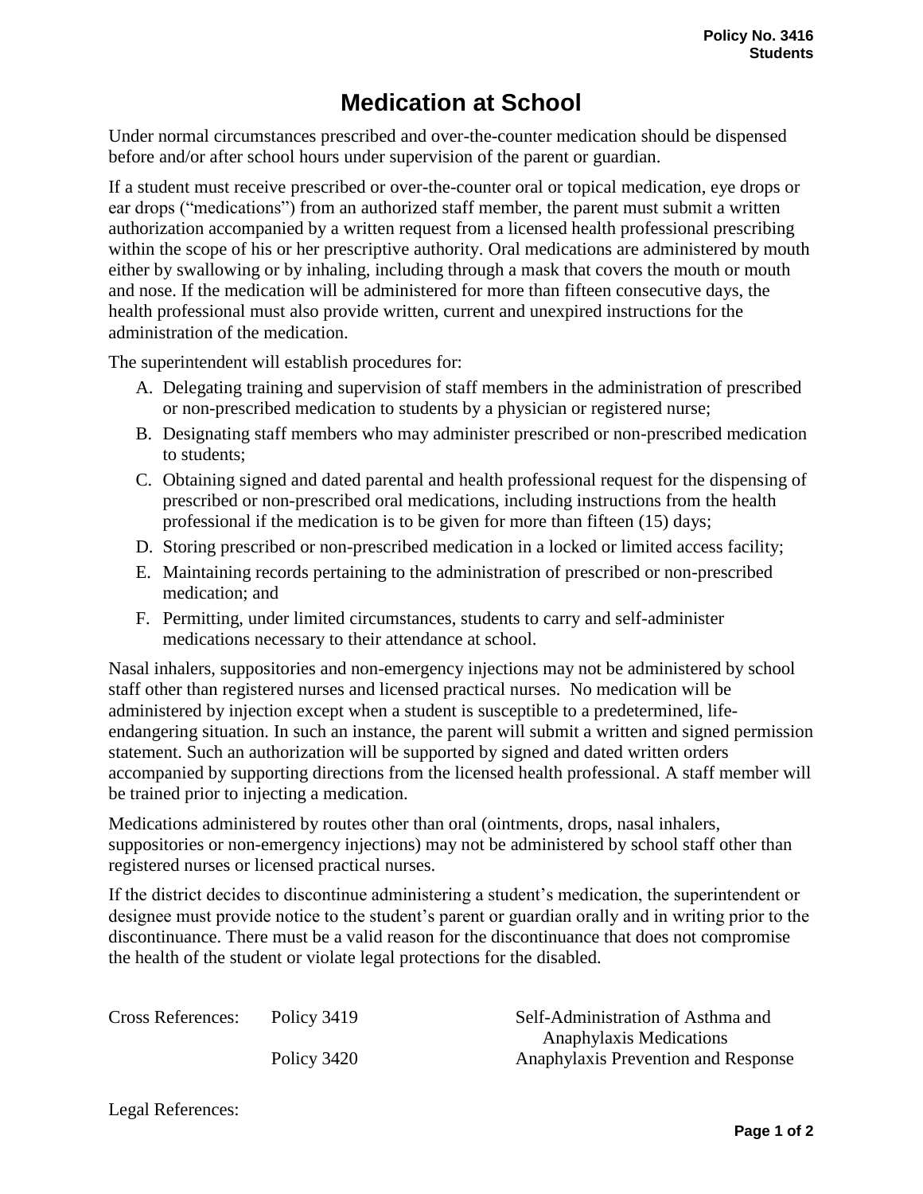Policy No. 3416
Students

# Medication at School

Under normal circumstances prescribed and over-the-counter medication should be dispensed before and/or after school hours under supervision of the parent or guardian.

If a student must receive prescribed or over-the-counter oral or topical medication, eye drops or ear drops ("medications") from an authorized staff member, the parent must submit a written authorization accompanied by a written request from a licensed health professional prescribing within the scope of his or her prescriptive authority. Oral medications are administered by mouth either by swallowing or by inhaling, including through a mask that covers the mouth or mouth and nose. If the medication will be administered for more than fifteen consecutive days, the health professional must also provide written, current and unexpired instructions for the administration of the medication.

The superintendent will establish procedures for:

A. Delegating training and supervision of staff members in the administration of prescribed or non-prescribed medication to students by a physician or registered nurse;
B. Designating staff members who may administer prescribed or non-prescribed medication to students;
C. Obtaining signed and dated parental and health professional request for the dispensing of prescribed or non-prescribed oral medications, including instructions from the health professional if the medication is to be given for more than fifteen (15) days;
D. Storing prescribed or non-prescribed medication in a locked or limited access facility;
E. Maintaining records pertaining to the administration of prescribed or non-prescribed medication; and
F. Permitting, under limited circumstances, students to carry and self-administer medications necessary to their attendance at school.

Nasal inhalers, suppositories and non-emergency injections may not be administered by school staff other than registered nurses and licensed practical nurses. No medication will be administered by injection except when a student is susceptible to a predetermined, life-endangering situation. In such an instance, the parent will submit a written and signed permission statement. Such an authorization will be supported by signed and dated written orders accompanied by supporting directions from the licensed health professional. A staff member will be trained prior to injecting a medication.

Medications administered by routes other than oral (ointments, drops, nasal inhalers, suppositories or non-emergency injections) may not be administered by school staff other than registered nurses or licensed practical nurses.

If the district decides to discontinue administering a student's medication, the superintendent or designee must provide notice to the student's parent or guardian orally and in writing prior to the discontinuance. There must be a valid reason for the discontinuance that does not compromise the health of the student or violate legal protections for the disabled.

| Cross References: | Policy 3419 | Self-Administration of Asthma and Anaphylaxis Medications |
|---|---|---|
| | Policy 3420 | Anaphylaxis Prevention and Response |

Legal References: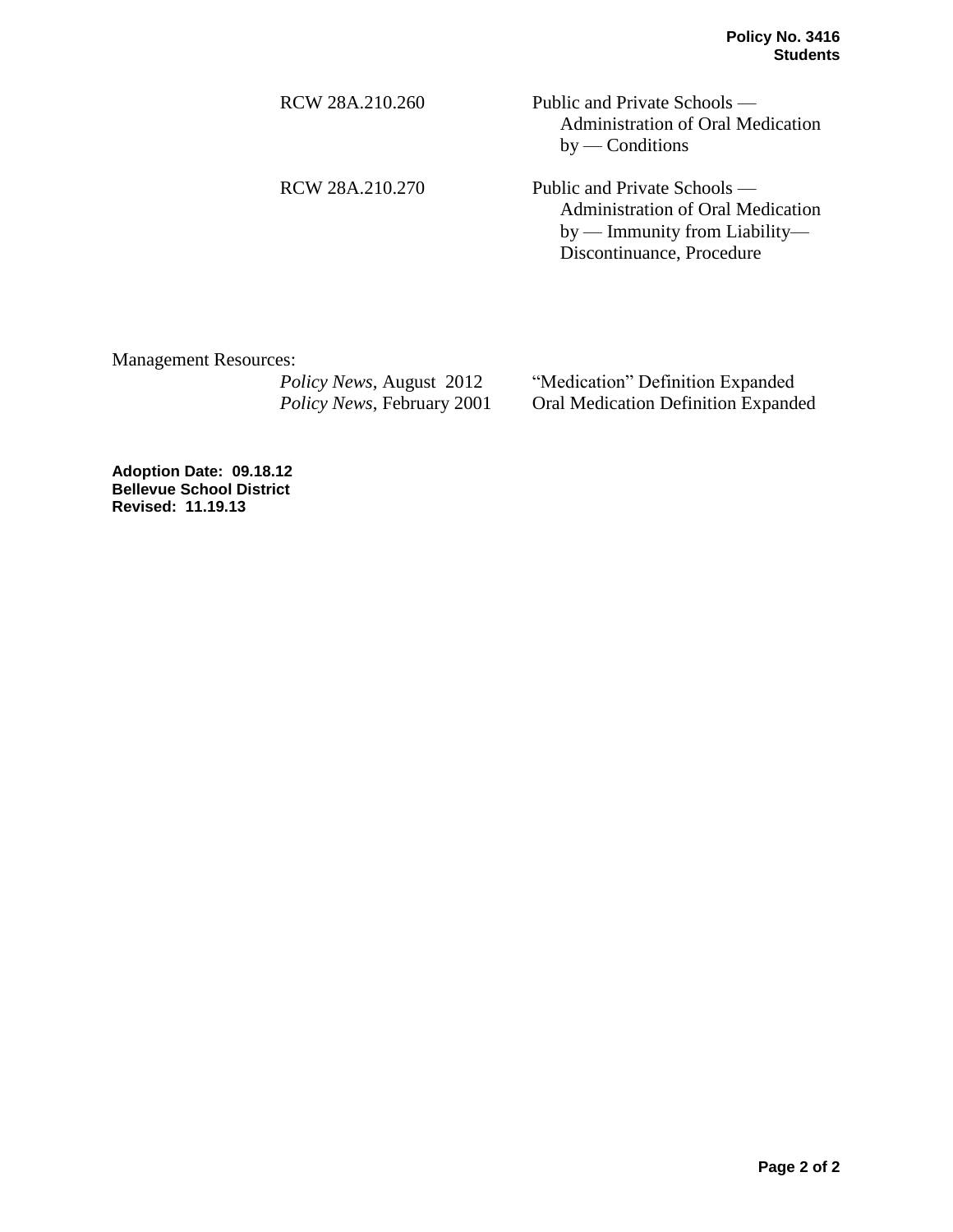| | |
|---|---|
| RCW 28A.210.260 | Public and Private Schools — Administration of Oral Medication by — Conditions |
| RCW 28A.210.270 | Public and Private Schools — Administration of Oral Medication by — Immunity from Liability— Discontinuance, Procedure |

Management Resources:

| | |
|---|---|
| *Policy News*, August 2012 | "Medication" Definition Expanded |
| *Policy News*, February 2001 | Oral Medication Definition Expanded |

**Adoption Date: 09.18.12**
**Bellevue School District**
**Revised: 11.19.13**